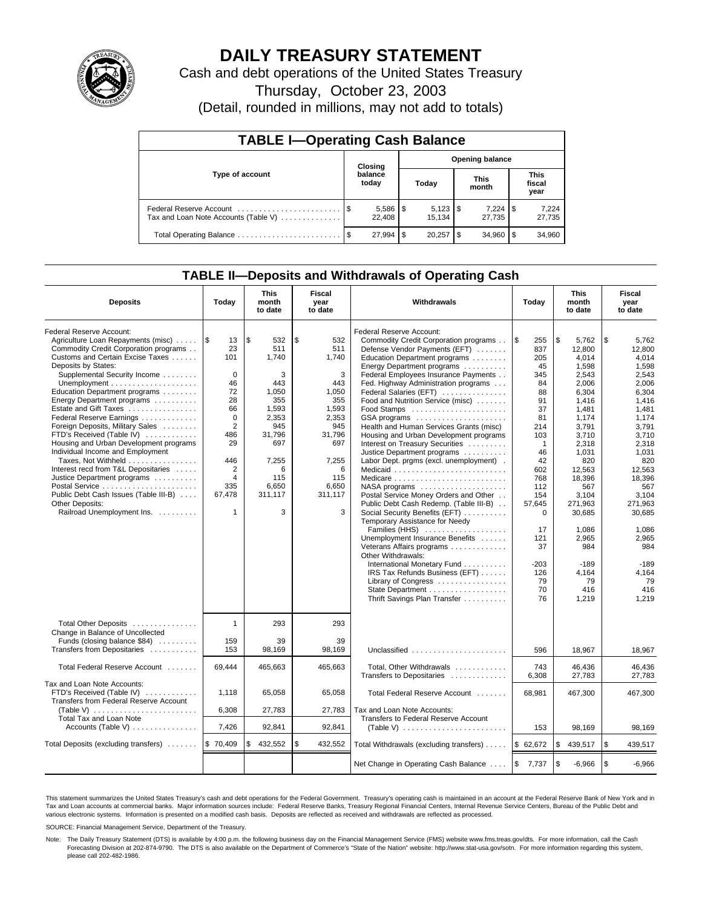# DAILY TREASURY STATEMENT

Cash and debt operations of the United States Treasury

Thursday, October 23, 2003

(Detail, rounded in millions, may not add to totals)

## TABLE I—Operating Cash Balance

| Type of account | Closing balance today | Opening balance Today | Opening balance This month | Opening balance This fiscal year |
|---|---|---|---|---|
| Federal Reserve Account | $ 5,586 | $ 5,123 | $ 7,224 | $ 7,224 |
| Tax and Loan Note Accounts (Table V) | 22,408 | 15,134 | 27,735 | 27,735 |
| Total Operating Balance | $ 27,994 | $ 20,257 | $ 34,960 | $ 34,960 |

## TABLE II—Deposits and Withdrawals of Operating Cash

| Deposits | Today | This month to date | Fiscal year to date |
|---|---|---|---|
| Federal Reserve Account: | | | |
| Agriculture Loan Repayments (misc) | $ 13 | $ 532 | $ 532 |
| Commodity Credit Corporation programs | 23 | 511 | 511 |
| Customs and Certain Excise Taxes | 101 | 1,740 | 1,740 |
| Deposits by States: | | | |
| Supplemental Security Income | 0 | 3 | 3 |
| Unemployment | 46 | 443 | 443 |
| Education Department programs | 72 | 1,050 | 1,050 |
| Energy Department programs | 28 | 355 | 355 |
| Estate and Gift Taxes | 66 | 1,593 | 1,593 |
| Federal Reserve Earnings | 0 | 2,353 | 2,353 |
| Foreign Deposits, Military Sales | 2 | 945 | 945 |
| FTD's Received (Table IV) | 486 | 31,796 | 31,796 |
| Housing and Urban Development programs | 29 | 697 | 697 |
| Individual Income and Employment Taxes, Not Withheld | 446 | 7,255 | 7,255 |
| Interest recd from T&L Depositaries | 2 | 6 | 6 |
| Justice Department programs | 4 | 115 | 115 |
| Postal Service | 335 | 6,650 | 6,650 |
| Public Debt Cash Issues (Table III-B) | 67,478 | 311,117 | 311,117 |
| Other Deposits: | | | |
| Railroad Unemployment Ins. | 1 | 3 | 3 |
| Total Other Deposits | 1 | 293 | 293 |
| Change in Balance of Uncollected Funds (closing balance $84) | 159 | 39 | 39 |
| Transfers from Depositaries | 153 | 98,169 | 98,169 |
| Total Federal Reserve Account | 69,444 | 465,663 | 465,663 |
| Tax and Loan Note Accounts: | | | |
| FTD's Received (Table IV) | 1,118 | 65,058 | 65,058 |
| Transfers from Federal Reserve Account (Table V) | 6,308 | 27,783 | 27,783 |
| Total Tax and Loan Note Accounts (Table V) | 7,426 | 92,841 | 92,841 |
| Total Deposits (excluding transfers) | $ 70,409 | $ 432,552 | $ 432,552 |

| Withdrawals | Today | This month to date | Fiscal year to date |
|---|---|---|---|
| Federal Reserve Account: | | | |
| Commodity Credit Corporation programs | $ 255 | $ 5,762 | $ 5,762 |
| Defense Vendor Payments (EFT) | 837 | 12,800 | 12,800 |
| Education Department programs | 205 | 4,014 | 4,014 |
| Energy Department programs | 45 | 1,598 | 1,598 |
| Federal Employees Insurance Payments | 345 | 2,543 | 2,543 |
| Fed. Highway Administration programs | 84 | 2,006 | 2,006 |
| Federal Salaries (EFT) | 88 | 6,304 | 6,304 |
| Food and Nutrition Service (misc) | 91 | 1,416 | 1,416 |
| Food Stamps | 37 | 1,481 | 1,481 |
| GSA programs | 81 | 1,174 | 1,174 |
| Health and Human Services Grants (misc) | 214 | 3,791 | 3,791 |
| Housing and Urban Development programs | 103 | 3,710 | 3,710 |
| Interest on Treasury Securities | 1 | 2,318 | 2,318 |
| Justice Department programs | 46 | 1,031 | 1,031 |
| Labor Dept. prgms (excl. unemployment) | 42 | 820 | 820 |
| Medicaid | 602 | 12,563 | 12,563 |
| Medicare | 768 | 18,396 | 18,396 |
| NASA programs | 112 | 567 | 567 |
| Postal Service Money Orders and Other | 154 | 3,104 | 3,104 |
| Public Debt Cash Redemp. (Table III-B) | 57,645 | 271,963 | 271,963 |
| Social Security Benefits (EFT) | 0 | 30,685 | 30,685 |
| Temporary Assistance for Needy Families (HHS) | 17 | 1,086 | 1,086 |
| Unemployment Insurance Benefits | 121 | 2,965 | 2,965 |
| Veterans Affairs programs | 37 | 984 | 984 |
| Other Withdrawals: | | | |
| International Monetary Fund | -203 | -189 | -189 |
| IRS Tax Refunds Business (EFT) | 126 | 4,164 | 4,164 |
| Library of Congress | 79 | 79 | 79 |
| State Department | 70 | 416 | 416 |
| Thrift Savings Plan Transfer | 76 | 1,219 | 1,219 |
| Unclassified | 596 | 18,967 | 18,967 |
| Total, Other Withdrawals | 743 | 46,436 | 46,436 |
| Transfers to Depositaries | 6,308 | 27,783 | 27,783 |
| Total Federal Reserve Account | 68,981 | 467,300 | 467,300 |
| Tax and Loan Note Accounts: | | | |
| Transfers to Federal Reserve Account (Table V) | 153 | 98,169 | 98,169 |
| Total Withdrawals (excluding transfers) | $ 62,672 | $ 439,517 | $ 439,517 |
| Net Change in Operating Cash Balance | $ 7,737 | $ -6,966 | $ -6,966 |

This statement summarizes the United States Treasury's cash and debt operations for the Federal Government. Treasury's operating cash is maintained in an account at the Federal Reserve Bank of New York and in Tax and Loan accounts at commercial banks. Major information sources include: Federal Reserve Banks, Treasury Regional Financial Centers, Internal Revenue Service Centers, Bureau of the Public Debt and various electronic systems. Information is presented on a modified cash basis. Deposits are reflected as received and withdrawals are reflected as processed.

SOURCE: Financial Management Service, Department of the Treasury.

Note: The Daily Treasury Statement (DTS) is available by 4:00 p.m. the following business day on the Financial Management Service (FMS) website www.fms.treas.gov/dts. For more information, call the Cash Forecasting Division at 202-874-9790. The DTS is also available on the Department of Commerce's "State of the Nation" website: http://www.stat-usa.gov/sotn. For more information regarding this system, please call 202-482-1986.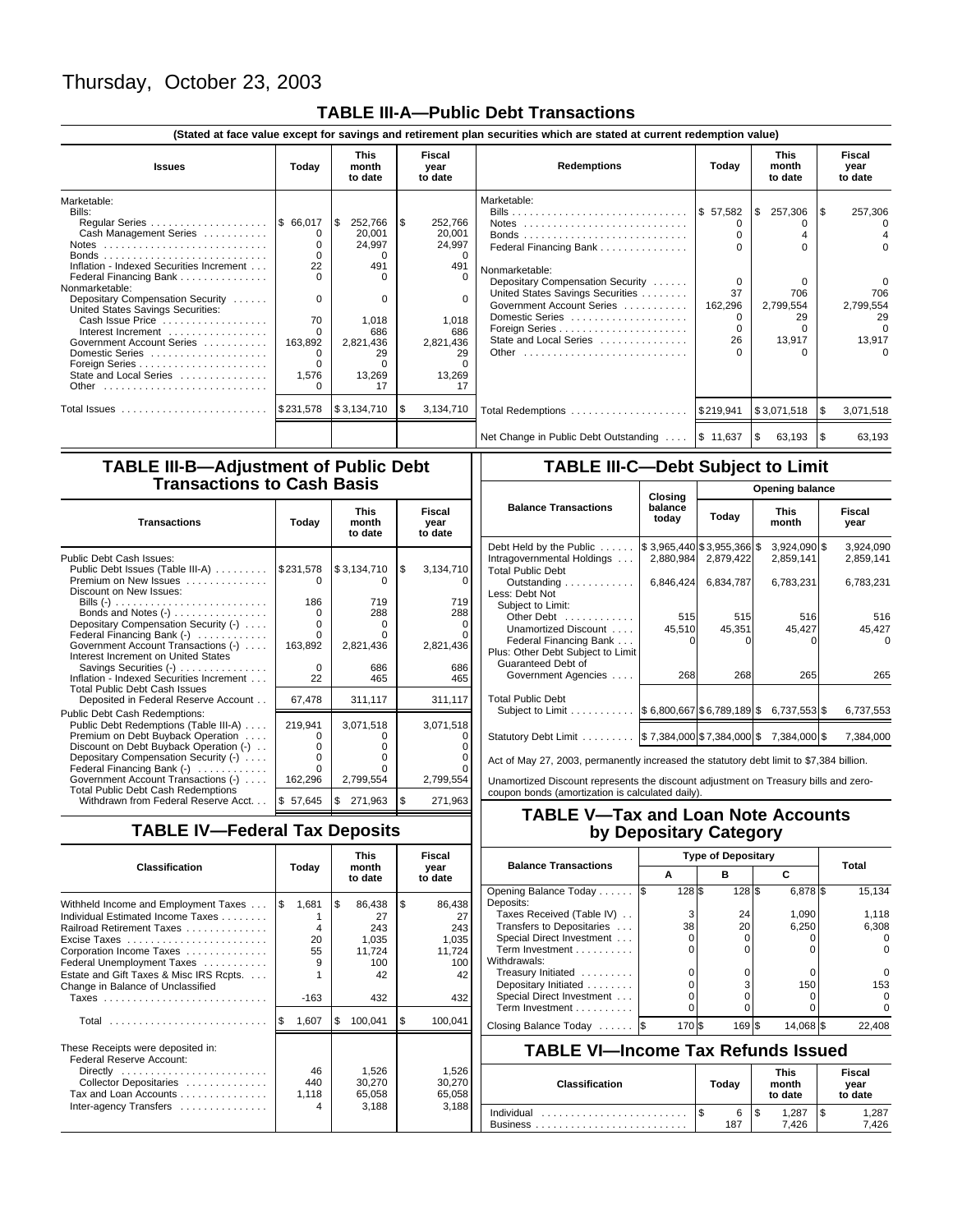Thursday, October 23, 2003

## TABLE III-A—Public Debt Transactions

(Stated at face value except for savings and retirement plan securities which are stated at current redemption value)

| Issues | Today | This month to date | Fiscal year to date | Redemptions | Today | This month to date | Fiscal year to date |
|---|---|---|---|---|---|---|---|
| Marketable: | | | | Marketable: | | | |
| Bills: | | | | Bills | $ 57,582 | $ 257,306 | $ 257,306 |
| Regular Series | $ 66,017 | $ 252,766 | $ 252,766 | Notes | 0 | 0 | 0 |
| Cash Management Series | 0 | 20,001 | 20,001 | Bonds | 0 | 4 | 4 |
| Notes | 0 | 24,997 | 24,997 | Federal Financing Bank | 0 | 0 | 0 |
| Bonds | 0 | 0 | 0 | | | | |
| Inflation - Indexed Securities Increment | 22 | 491 | 491 | Nonmarketable: | | | |
| Federal Financing Bank | 0 | 0 | 0 | Depositary Compensation Security | 0 | 0 | 0 |
| Nonmarketable: | | | | United States Savings Securities | 37 | 706 | 706 |
| Depositary Compensation Security | 0 | 0 | 0 | Government Account Series | 162,296 | 2,799,554 | 2,799,554 |
| United States Savings Securities: | | | | Domestic Series | 0 | 29 | 29 |
| Cash Issue Price | 70 | 1,018 | 1,018 | Foreign Series | 0 | 0 | 0 |
| Interest Increment | 0 | 686 | 686 | State and Local Series | 26 | 13,917 | 13,917 |
| Government Account Series | 163,892 | 2,821,436 | 2,821,436 | Other | 0 | 0 | 0 |
| Domestic Series | 0 | 29 | 29 | | | | |
| Foreign Series | 0 | 0 | 0 | | | | |
| State and Local Series | 1,576 | 13,269 | 13,269 | | | | |
| Other | 0 | 17 | 17 | | | | |
| Total Issues | $231,578 | $3,134,710 | $ 3,134,710 | Total Redemptions | $219,941 | $3,071,518 | $ 3,071,518 |
| | | | | Net Change in Public Debt Outstanding | $ 11,637 | $ 63,193 | $ 63,193 |

## TABLE III-B—Adjustment of Public Debt Transactions to Cash Basis

| Transactions | Today | This month to date | Fiscal year to date |
|---|---|---|---|
| Public Debt Cash Issues: | | | |
| Public Debt Issues (Table III-A) | $231,578 | $3,134,710 | $ 3,134,710 |
| Premium on New Issues | 0 | 0 | 0 |
| Discount on New Issues: | | | |
| Bills (-) | 186 | 719 | 719 |
| Bonds and Notes (-) | 0 | 288 | 288 |
| Depositary Compensation Security (-) | 0 | 0 | 0 |
| Federal Financing Bank (-) | 0 | 0 | 0 |
| Government Account Transactions (-) | 163,892 | 2,821,436 | 2,821,436 |
| Interest Increment on United States Savings Securities (-) | 0 | 686 | 686 |
| Inflation - Indexed Securities Increment | 22 | 465 | 465 |
| Total Public Debt Cash Issues Deposited in Federal Reserve Account | 67,478 | 311,117 | 311,117 |
| Public Debt Cash Redemptions: | | | |
| Public Debt Redemptions (Table III-A) | 219,941 | 3,071,518 | 3,071,518 |
| Premium on Debt Buyback Operation | 0 | 0 | 0 |
| Discount on Debt Buyback Operation (-) | 0 | 0 | 0 |
| Depositary Compensation Security (-) | 0 | 0 | 0 |
| Federal Financing Bank (-) | 0 | 0 | 0 |
| Government Account Transactions (-) | 162,296 | 2,799,554 | 2,799,554 |
| Total Public Debt Cash Redemptions Withdrawn from Federal Reserve Acct. | $ 57,645 | $ 271,963 | $ 271,963 |

## TABLE III-C—Debt Subject to Limit

| Balance Transactions | Closing balance today | Opening balance Today | Opening balance This month | Opening balance Fiscal year |
|---|---|---|---|---|
| Debt Held by the Public | $ 3,965,440 | $ 3,955,366 | $ 3,924,090 | $ 3,924,090 |
| Intragovernmental Holdings | 2,880,984 | 2,879,422 | 2,859,141 | 2,859,141 |
| Total Public Debt Outstanding | 6,846,424 | 6,834,787 | 6,783,231 | 6,783,231 |
| Less: Debt Not Subject to Limit: | | | | |
| Other Debt | 515 | 515 | 516 | 516 |
| Unamortized Discount | 45,510 | 45,351 | 45,427 | 45,427 |
| Federal Financing Bank | 0 | 0 | 0 | 0 |
| Plus: Other Debt Subject to Limit Guaranteed Debt of Government Agencies | 268 | 268 | 265 | 265 |
| Total Public Debt Subject to Limit | $ 6,800,667 | $ 6,789,189 | $ 6,737,553 | $ 6,737,553 |
| Statutory Debt Limit | $ 7,384,000 | $ 7,384,000 | $ 7,384,000 | $ 7,384,000 |

Act of May 27, 2003, permanently increased the statutory debt limit to $7,384 billion.

Unamortized Discount represents the discount adjustment on Treasury bills and zero-coupon bonds (amortization is calculated daily).

## TABLE IV—Federal Tax Deposits

| Classification | Today | This month to date | Fiscal year to date |
|---|---|---|---|
| Withheld Income and Employment Taxes | $ 1,681 | $ 86,438 | $ 86,438 |
| Individual Estimated Income Taxes | 1 | 27 | 27 |
| Railroad Retirement Taxes | 4 | 243 | 243 |
| Excise Taxes | 20 | 1,035 | 1,035 |
| Corporation Income Taxes | 55 | 11,724 | 11,724 |
| Federal Unemployment Taxes | 9 | 100 | 100 |
| Estate and Gift Taxes & Misc IRS Rcpts. | 1 | 42 | 42 |
| Change in Balance of Unclassified Taxes | -163 | 432 | 432 |
| Total | $ 1,607 | $ 100,041 | $ 100,041 |
| These Receipts were deposited in: | | | |
| Federal Reserve Account: | | | |
| Directly | 46 | 1,526 | 1,526 |
| Collector Depositaries | 440 | 30,270 | 30,270 |
| Tax and Loan Accounts | 1,118 | 65,058 | 65,058 |
| Inter-agency Transfers | 4 | 3,188 | 3,188 |

## TABLE V—Tax and Loan Note Accounts by Depositary Category

| Balance Transactions | Type of Depositary A | B | C | Total |
|---|---|---|---|---|
| Opening Balance Today | $ 128 | $ 128 | $ 6,878 | $ 15,134 |
| Deposits: | | | | |
| Taxes Received (Table IV) | 3 | 24 | 1,090 | 1,118 |
| Transfers to Depositaries | 38 | 20 | 6,250 | 6,308 |
| Special Direct Investment | 0 | 0 | 0 | 0 |
| Term Investment | 0 | 0 | 0 | 0 |
| Withdrawals: | | | | |
| Treasury Initiated | 0 | 0 | 0 | 0 |
| Depositary Initiated | 0 | 3 | 150 | 153 |
| Special Direct Investment | 0 | 0 | 0 | 0 |
| Term Investment | 0 | 0 | 0 | 0 |
| Closing Balance Today | $ 170 | $ 169 | $ 14,068 | $ 22,408 |

## TABLE VI—Income Tax Refunds Issued

| Classification | Today | This month to date | Fiscal year to date |
|---|---|---|---|
| Individual | $ 6 | $ 1,287 | $ 1,287 |
| Business | 187 | 7,426 | 7,426 |